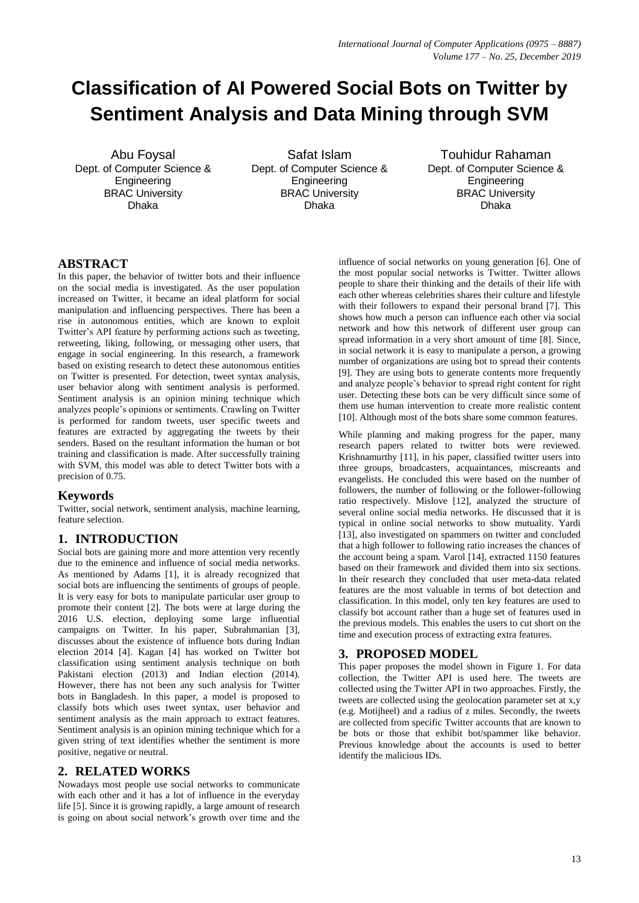# Classification of AI Powered Social Bots on Twitter by Sentiment Analysis and Data Mining through SVM

Abu Foysal
Dept. of Computer Science & Engineering
BRAC University
Dhaka

Safat Islam
Dept. of Computer Science & Engineering
BRAC University
Dhaka

Touhidur Rahaman
Dept. of Computer Science & Engineering
BRAC University
Dhaka

## ABSTRACT

In this paper, the behavior of twitter bots and their influence on the social media is investigated. As the user population increased on Twitter, it became an ideal platform for social manipulation and influencing perspectives. There has been a rise in autonomous entities, which are known to exploit Twitter's API feature by performing actions such as tweeting, retweeting, liking, following, or messaging other users, that engage in social engineering. In this research, a framework based on existing research to detect these autonomous entities on Twitter is presented. For detection, tweet syntax analysis, user behavior along with sentiment analysis is performed. Sentiment analysis is an opinion mining technique which analyzes people's opinions or sentiments. Crawling on Twitter is performed for random tweets, user specific tweets and features are extracted by aggregating the tweets by their senders. Based on the resultant information the human or bot training and classification is made. After successfully training with SVM, this model was able to detect Twitter bots with a precision of 0.75.

### Keywords

Twitter, social network, sentiment analysis, machine learning, feature selection.

## 1. INTRODUCTION

Social bots are gaining more and more attention very recently due to the eminence and influence of social media networks. As mentioned by Adams [1], it is already recognized that social bots are influencing the sentiments of groups of people. It is very easy for bots to manipulate particular user group to promote their content [2]. The bots were at large during the 2016 U.S. election, deploying some large influential campaigns on Twitter. In his paper, Subrahmanian [3], discusses about the existence of influence bots during Indian election 2014 [4]. Kagan [4] has worked on Twitter bot classification using sentiment analysis technique on both Pakistani election (2013) and Indian election (2014). However, there has not been any such analysis for Twitter bots in Bangladesh. In this paper, a model is proposed to classify bots which uses tweet syntax, user behavior and sentiment analysis as the main approach to extract features. Sentiment analysis is an opinion mining technique which for a given string of text identifies whether the sentiment is more positive, negative or neutral.

## 2. RELATED WORKS

Nowadays most people use social networks to communicate with each other and it has a lot of influence in the everyday life [5]. Since it is growing rapidly, a large amount of research is going on about social network's growth over time and the influence of social networks on young generation [6]. One of the most popular social networks is Twitter. Twitter allows people to share their thinking and the details of their life with each other whereas celebrities shares their culture and lifestyle with their followers to expand their personal brand [7]. This shows how much a person can influence each other via social network and how this network of different user group can spread information in a very short amount of time [8]. Since, in social network it is easy to manipulate a person, a growing number of organizations are using bot to spread their contents [9]. They are using bots to generate contents more frequently and analyze people's behavior to spread right content for right user. Detecting these bots can be very difficult since some of them use human intervention to create more realistic content [10]. Although most of the bots share some common features.

While planning and making progress for the paper, many research papers related to twitter bots were reviewed. Krishnamurthy [11], in his paper, classified twitter users into three groups, broadcasters, acquaintances, miscreants and evangelists. He concluded this were based on the number of followers, the number of following or the follower-following ratio respectively. Mislove [12], analyzed the structure of several online social media networks. He discussed that it is typical in online social networks to show mutuality. Yardi [13], also investigated on spammers on twitter and concluded that a high follower to following ratio increases the chances of the account being a spam. Varol [14], extracted 1150 features based on their framework and divided them into six sections. In their research they concluded that user meta-data related features are the most valuable in terms of bot detection and classification. In this model, only ten key features are used to classify bot account rather than a huge set of features used in the previous models. This enables the users to cut short on the time and execution process of extracting extra features.

## 3. PROPOSED MODEL

This paper proposes the model shown in Figure 1. For data collection, the Twitter API is used here. The tweets are collected using the Twitter API in two approaches. Firstly, the tweets are collected using the geolocation parameter set at x,y (e.g. Motijheel) and a radius of z miles. Secondly, the tweets are collected from specific Twitter accounts that are known to be bots or those that exhibit bot/spammer like behavior. Previous knowledge about the accounts is used to better identify the malicious IDs.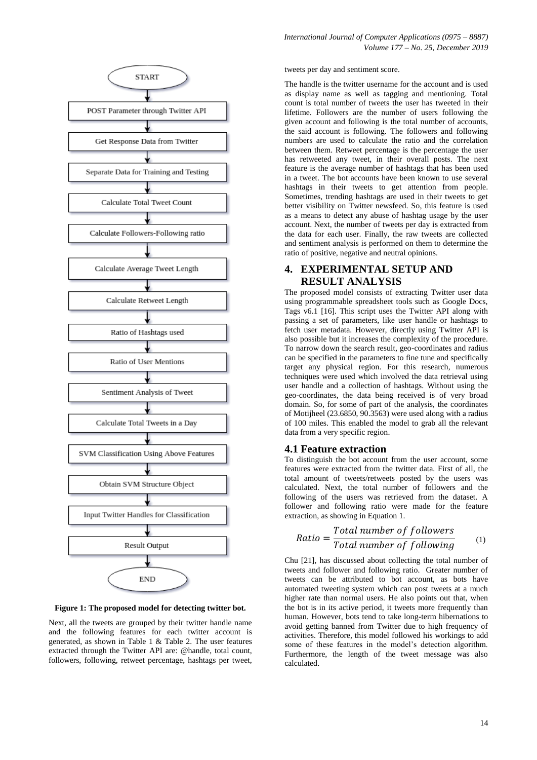START

POST Parameter through Twitter API

Get Response Data from Twitter

Separate Data for Training and Testing

Calculate Total Tweet Count

Calculate Followers-Following ratio

Calculate Average Tweet Length

Calculate Retweet Length

Ratio of Hashtags used

Ratio of User Mentions

Sentiment Analysis of Tweet

Calculate Total Tweets in a Day

SVM Classification Using Above Features

Obtain SVM Structure Object

Input Twitter Handles for Classification

Result Output

END

**Figure 1: The proposed model for detecting twitter bot.**

Next, all the tweets are grouped by their twitter handle name and the following features for each twitter account is generated, as shown in Table 1 & Table 2. The user features extracted through the Twitter API are: @handle, total count, followers, following, retweet percentage, hashtags per tweet, tweets per day and sentiment score.

The handle is the twitter username for the account and is used as display name as well as tagging and mentioning. Total count is total number of tweets the user has tweeted in their lifetime. Followers are the number of users following the given account and following is the total number of accounts, the said account is following. The followers and following numbers are used to calculate the ratio and the correlation between them. Retweet percentage is the percentage the user has retweeted any tweet, in their overall posts. The next feature is the average number of hashtags that has been used in a tweet. The bot accounts have been known to use several hashtags in their tweets to get attention from people. Sometimes, trending hashtags are used in their tweets to get better visibility on Twitter newsfeed. So, this feature is used as a means to detect any abuse of hashtag usage by the user account. Next, the number of tweets per day is extracted from the data for each user. Finally, the raw tweets are collected and sentiment analysis is performed on them to determine the ratio of positive, negative and neutral opinions.

## 4. EXPERIMENTAL SETUP AND RESULT ANALYSIS

The proposed model consists of extracting Twitter user data using programmable spreadsheet tools such as Google Docs, Tags v6.1 [16]. This script uses the Twitter API along with passing a set of parameters, like user handle or hashtags to fetch user metadata. However, directly using Twitter API is also possible but it increases the complexity of the procedure. To narrow down the search result, geo-coordinates and radius can be specified in the parameters to fine tune and specifically target any physical region. For this research, numerous techniques were used which involved the data retrieval using user handle and a collection of hashtags. Without using the geo-coordinates, the data being received is of very broad domain. So, for some of part of the analysis, the coordinates of Motijheel (23.6850, 90.3563) were used along with a radius of 100 miles. This enabled the model to grab all the relevant data from a very specific region.

### 4.1 Feature extraction

To distinguish the bot account from the user account, some features were extracted from the twitter data. First of all, the total amount of tweets/retweets posted by the users was calculated. Next, the total number of followers and the following of the users was retrieved from the dataset. A follower and following ratio were made for the feature extraction, as showing in Equation 1.

$$Ratio = \frac{Total\ number\ of\ followers}{Total\ number\ of\ following} \qquad (1)$$

Chu [21], has discussed about collecting the total number of tweets and follower and following ratio. Greater number of tweets can be attributed to bot account, as bots have automated tweeting system which can post tweets at a much higher rate than normal users. He also points out that, when the bot is in its active period, it tweets more frequently than human. However, bots tend to take long-term hibernations to avoid getting banned from Twitter due to high frequency of activities. Therefore, this model followed his workings to add some of these features in the model's detection algorithm. Furthermore, the length of the tweet message was also calculated.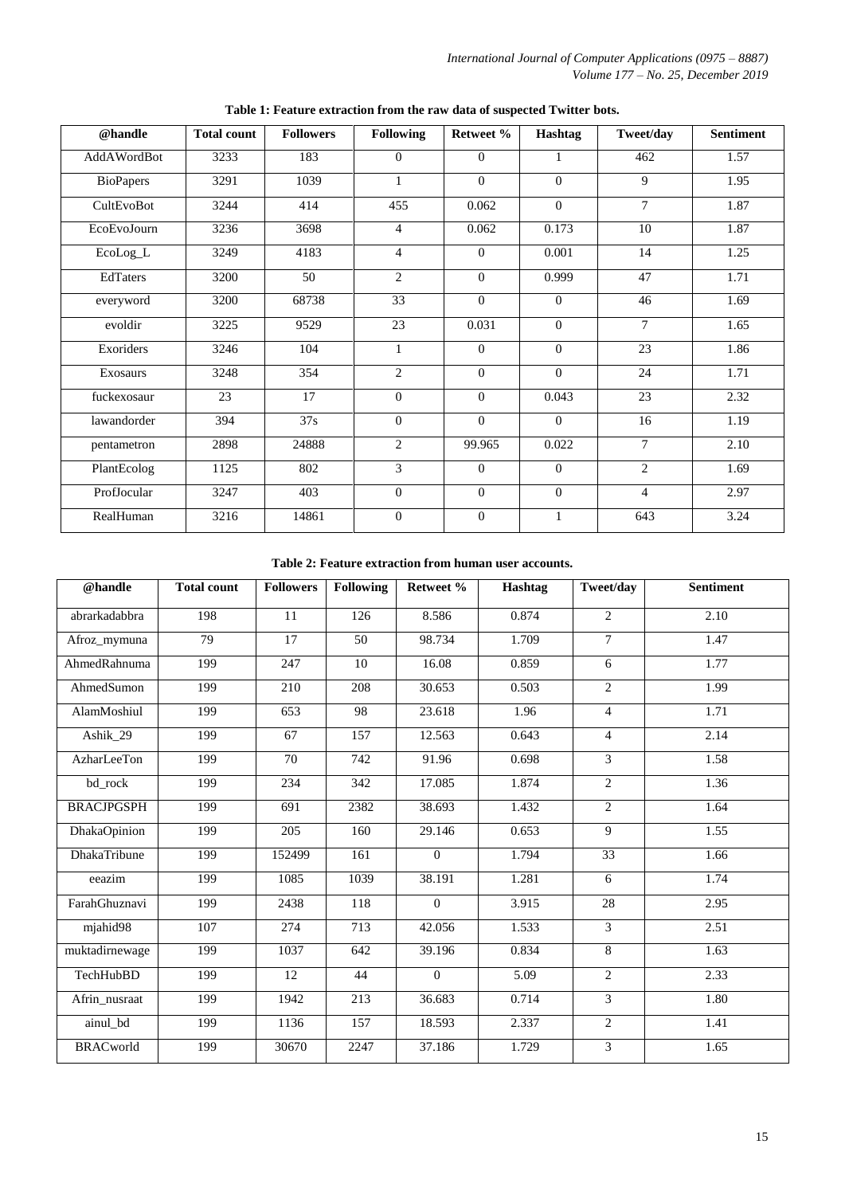**Table 1: Feature extraction from the raw data of suspected Twitter bots.**

| @handle | Total count | Followers | Following | Retweet % | Hashtag | Tweet/day | Sentiment |
|---|---|---|---|---|---|---|---|
| AddAWordBot | 3233 | 183 | 0 | 0 | 1 | 462 | 1.57 |
| BioPapers | 3291 | 1039 | 1 | 0 | 0 | 9 | 1.95 |
| CultEvoBot | 3244 | 414 | 455 | 0.062 | 0 | 7 | 1.87 |
| EcoEvoJourn | 3236 | 3698 | 4 | 0.062 | 0.173 | 10 | 1.87 |
| EcoLog_L | 3249 | 4183 | 4 | 0 | 0.001 | 14 | 1.25 |
| EdTaters | 3200 | 50 | 2 | 0 | 0.999 | 47 | 1.71 |
| everyword | 3200 | 68738 | 33 | 0 | 0 | 46 | 1.69 |
| evoldir | 3225 | 9529 | 23 | 0.031 | 0 | 7 | 1.65 |
| Exoriders | 3246 | 104 | 1 | 0 | 0 | 23 | 1.86 |
| Exosaurs | 3248 | 354 | 2 | 0 | 0 | 24 | 1.71 |
| fuckexosaur | 23 | 17 | 0 | 0 | 0.043 | 23 | 2.32 |
| lawandorder | 394 | 37s | 0 | 0 | 0 | 16 | 1.19 |
| pentametron | 2898 | 24888 | 2 | 99.965 | 0.022 | 7 | 2.10 |
| PlantEcolog | 1125 | 802 | 3 | 0 | 0 | 2 | 1.69 |
| ProfJocular | 3247 | 403 | 0 | 0 | 0 | 4 | 2.97 |
| RealHuman | 3216 | 14861 | 0 | 0 | 1 | 643 | 3.24 |

**Table 2: Feature extraction from human user accounts.**

| @handle | Total count | Followers | Following | Retweet % | Hashtag | Tweet/day | Sentiment |
|---|---|---|---|---|---|---|---|
| abrarkadabbra | 198 | 11 | 126 | 8.586 | 0.874 | 2 | 2.10 |
| Afroz_mymuna | 79 | 17 | 50 | 98.734 | 1.709 | 7 | 1.47 |
| AhmedRahnuma | 199 | 247 | 10 | 16.08 | 0.859 | 6 | 1.77 |
| AhmedSumon | 199 | 210 | 208 | 30.653 | 0.503 | 2 | 1.99 |
| AlamMoshiul | 199 | 653 | 98 | 23.618 | 1.96 | 4 | 1.71 |
| Ashik_29 | 199 | 67 | 157 | 12.563 | 0.643 | 4 | 2.14 |
| AzharLeeTon | 199 | 70 | 742 | 91.96 | 0.698 | 3 | 1.58 |
| bd_rock | 199 | 234 | 342 | 17.085 | 1.874 | 2 | 1.36 |
| BRACJPGSPH | 199 | 691 | 2382 | 38.693 | 1.432 | 2 | 1.64 |
| DhakaOpinion | 199 | 205 | 160 | 29.146 | 0.653 | 9 | 1.55 |
| DhakaTribune | 199 | 152499 | 161 | 0 | 1.794 | 33 | 1.66 |
| eeazim | 199 | 1085 | 1039 | 38.191 | 1.281 | 6 | 1.74 |
| FarahGhuznavi | 199 | 2438 | 118 | 0 | 3.915 | 28 | 2.95 |
| mjahid98 | 107 | 274 | 713 | 42.056 | 1.533 | 3 | 2.51 |
| muktadirnewage | 199 | 1037 | 642 | 39.196 | 0.834 | 8 | 1.63 |
| TechHubBD | 199 | 12 | 44 | 0 | 5.09 | 2 | 2.33 |
| Afrin_nusraat | 199 | 1942 | 213 | 36.683 | 0.714 | 3 | 1.80 |
| ainul_bd | 199 | 1136 | 157 | 18.593 | 2.337 | 2 | 1.41 |
| BRACworld | 199 | 30670 | 2247 | 37.186 | 1.729 | 3 | 1.65 |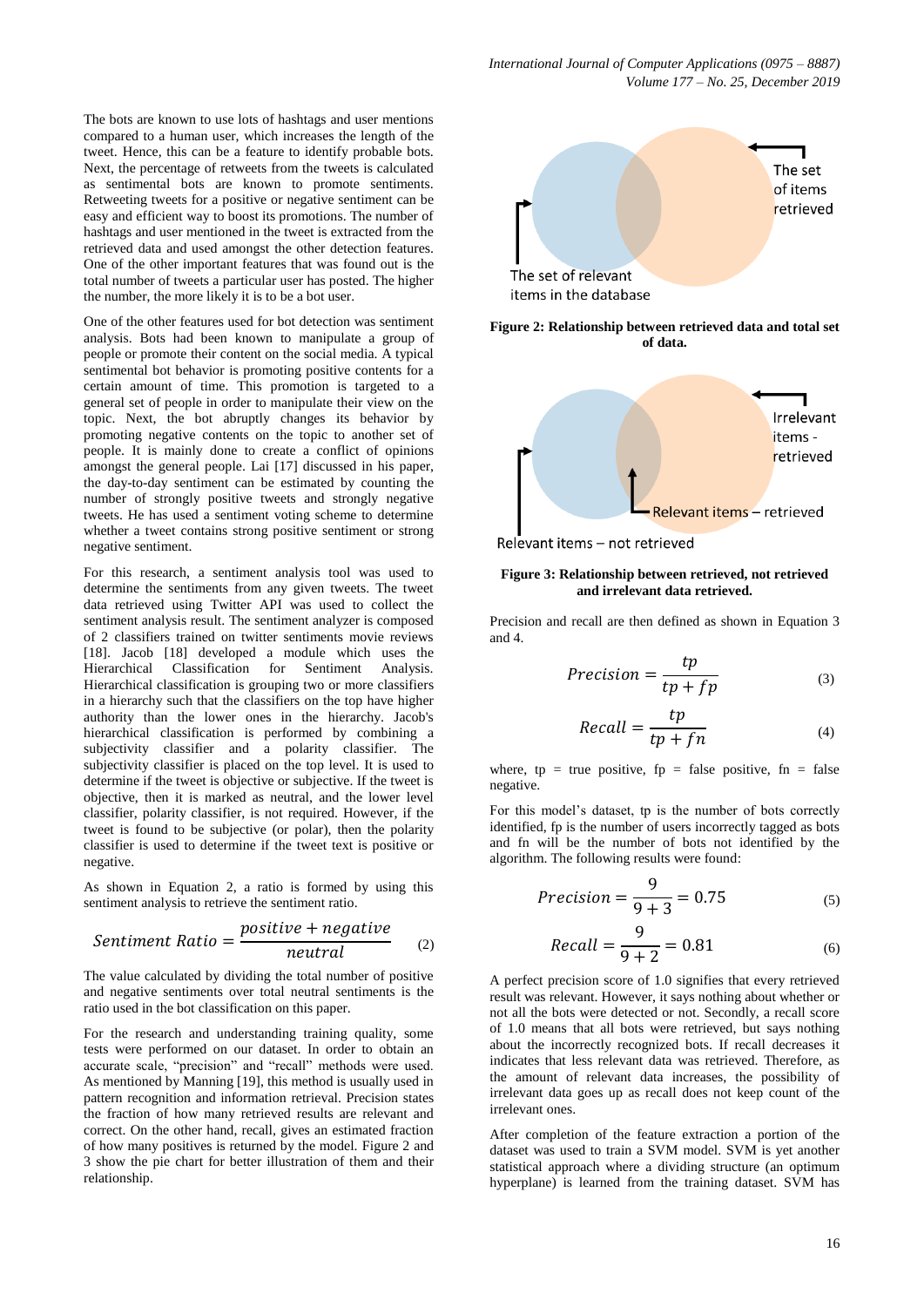The bots are known to use lots of hashtags and user mentions compared to a human user, which increases the length of the tweet. Hence, this can be a feature to identify probable bots. Next, the percentage of retweets from the tweets is calculated as sentimental bots are known to promote sentiments. Retweeting tweets for a positive or negative sentiment can be easy and efficient way to boost its promotions. The number of hashtags and user mentioned in the tweet is extracted from the retrieved data and used amongst the other detection features. One of the other important features that was found out is the total number of tweets a particular user has posted. The higher the number, the more likely it is to be a bot user.

One of the other features used for bot detection was sentiment analysis. Bots had been known to manipulate a group of people or promote their content on the social media. A typical sentimental bot behavior is promoting positive contents for a certain amount of time. This promotion is targeted to a general set of people in order to manipulate their view on the topic. Next, the bot abruptly changes its behavior by promoting negative contents on the topic to another set of people. It is mainly done to create a conflict of opinions amongst the general people. Lai [17] discussed in his paper, the day-to-day sentiment can be estimated by counting the number of strongly positive tweets and strongly negative tweets. He has used a sentiment voting scheme to determine whether a tweet contains strong positive sentiment or strong negative sentiment.

For this research, a sentiment analysis tool was used to determine the sentiments from any given tweets. The tweet data retrieved using Twitter API was used to collect the sentiment analysis result. The sentiment analyzer is composed of 2 classifiers trained on twitter sentiments movie reviews [18]. Jacob [18] developed a module which uses the Hierarchical Classification for Sentiment Analysis. Hierarchical classification is grouping two or more classifiers in a hierarchy such that the classifiers on the top have higher authority than the lower ones in the hierarchy. Jacob's hierarchical classification is performed by combining a subjectivity classifier and a polarity classifier. The subjectivity classifier is placed on the top level. It is used to determine if the tweet is objective or subjective. If the tweet is objective, then it is marked as neutral, and the lower level classifier, polarity classifier, is not required. However, if the tweet is found to be subjective (or polar), then the polarity classifier is used to determine if the tweet text is positive or negative.

As shown in Equation 2, a ratio is formed by using this sentiment analysis to retrieve the sentiment ratio.

$$Sentiment\ Ratio = \frac{positive + negative}{neutral} \qquad (2)$$

The value calculated by dividing the total number of positive and negative sentiments over total neutral sentiments is the ratio used in the bot classification on this paper.

For the research and understanding training quality, some tests were performed on our dataset. In order to obtain an accurate scale, "precision" and "recall" methods were used. As mentioned by Manning [19], this method is usually used in pattern recognition and information retrieval. Precision states the fraction of how many retrieved results are relevant and correct. On the other hand, recall, gives an estimated fraction of how many positives is returned by the model. Figure 2 and 3 show the pie chart for better illustration of them and their relationship.

The set of items retrieved

The set of relevant items in the database

**Figure 2: Relationship between retrieved data and total set of data.**

Irrelevant items - retrieved

Relevant items – retrieved

Relevant items – not retrieved

**Figure 3: Relationship between retrieved, not retrieved and irrelevant data retrieved.**

Precision and recall are then defined as shown in Equation 3 and 4.

$$Precision = \frac{tp}{tp + fp} \qquad (3)$$

$$Recall = \frac{tp}{tp + fn} \qquad (4)$$

where, tp = true positive, fp = false positive, fn = false negative.

For this model's dataset, tp is the number of bots correctly identified, fp is the number of users incorrectly tagged as bots and fn will be the number of bots not identified by the algorithm. The following results were found:

$$Precision = \frac{9}{9+3} = 0.75 \qquad (5)$$

$$Recall = \frac{9}{9+2} = 0.81 \qquad (6)$$

A perfect precision score of 1.0 signifies that every retrieved result was relevant. However, it says nothing about whether or not all the bots were detected or not. Secondly, a recall score of 1.0 means that all bots were retrieved, but says nothing about the incorrectly recognized bots. If recall decreases it indicates that less relevant data was retrieved. Therefore, as the amount of relevant data increases, the possibility of irrelevant data goes up as recall does not keep count of the irrelevant ones.

After completion of the feature extraction a portion of the dataset was used to train a SVM model. SVM is yet another statistical approach where a dividing structure (an optimum hyperplane) is learned from the training dataset. SVM has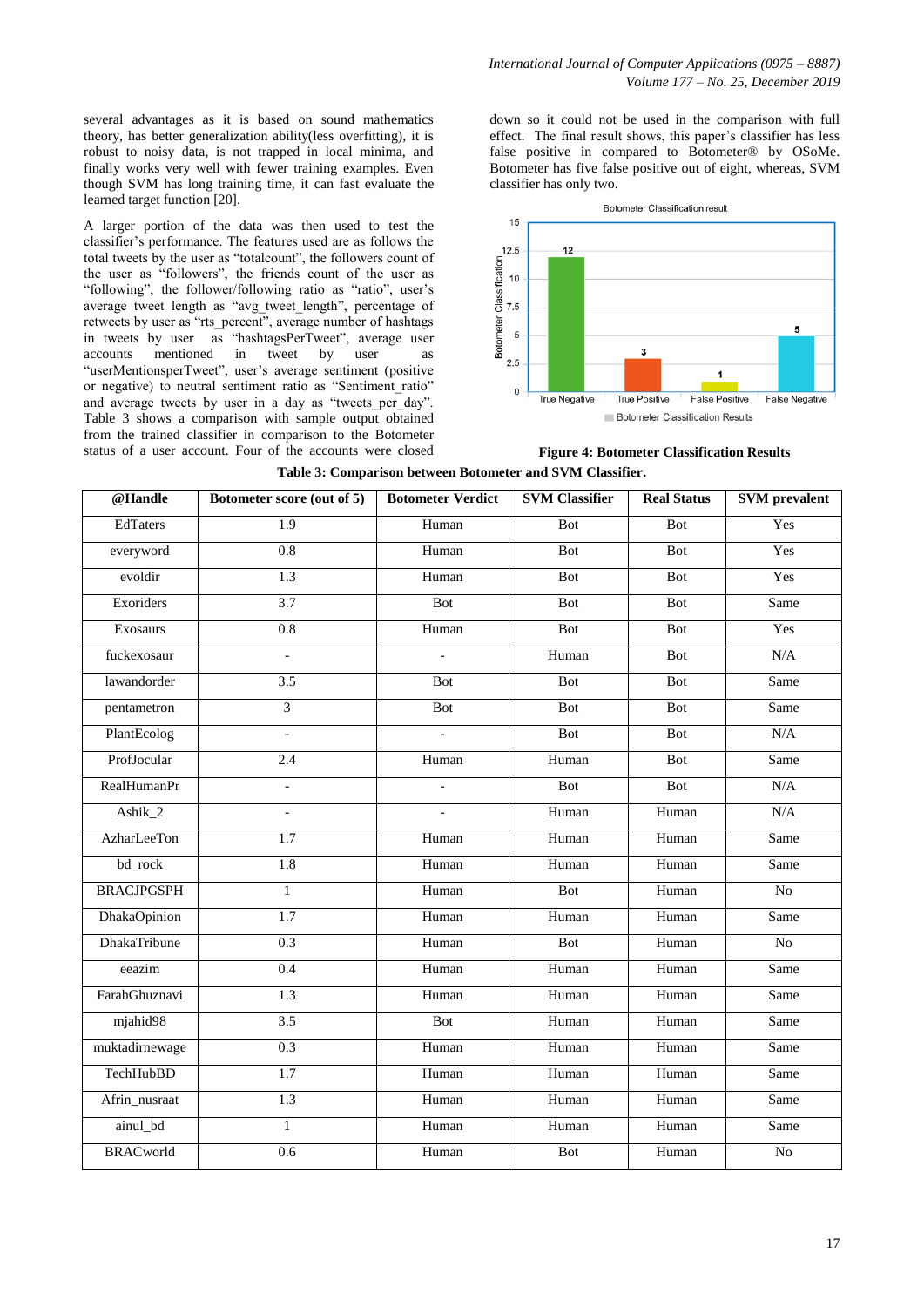several advantages as it is based on sound mathematics theory, has better generalization ability(less overfitting), it is robust to noisy data, is not trapped in local minima, and finally works very well with fewer training examples. Even though SVM has long training time, it can fast evaluate the learned target function [20].

A larger portion of the data was then used to test the classifier's performance. The features used are as follows the total tweets by the user as "totalcount", the followers count of the user as "followers", the friends count output the user as "following", the follower/following ratio as "ratio", user's average tweet length as "avg_tweet_length", percentage of retweets by user as "rts_percent", average number of hashtags in tweets by user as "hashtagsPerTweet", average user accounts mentioned in tweet by user as "userMentionsperTweet", user's average sentiment (positive or negative) to neutral sentiment ratio as "Sentiment_ratio" and average tweets by user in a day as "tweets_per_day". Table 3 shows a comparison with sample output obtained from the trained classifier in comparison to the Botometer status of a user account. Four of the accounts were closed down so it could not be used in the comparison with full effect. The final result shows, this paper's classifier has less false positive in compared to Botometer® by OSoMe. Botometer has five false positive out of eight, whereas, SVM classifier has only two.

**Figure 4: Botometer Classification Results**

**Table 3: Comparison between Botometer and SVM Classifier.**

| @Handle | Botometer score (out of 5) | Botometer Verdict | SVM Classifier | Real Status | SVM prevalent |
|---|---|---|---|---|---|
| EdTaters | 1.9 | Human | Bot | Bot | Yes |
| everyword | 0.8 | Human | Bot | Bot | Yes |
| evoldir | 1.3 | Human | Bot | Bot | Yes |
| Exoriders | 3.7 | Bot | Bot | Bot | Same |
| Exosaurs | 0.8 | Human | Bot | Bot | Yes |
| fuckexosaur | - | - | Human | Bot | N/A |
| lawandorder | 3.5 | Bot | Bot | Bot | Same |
| pentametron | 3 | Bot | Bot | Bot | Same |
| PlantEcolog | - | - | Bot | Bot | N/A |
| ProfJocular | 2.4 | Human | Human | Bot | Same |
| RealHumanPr | - | - | Bot | Bot | N/A |
| Ashik_2 | - | - | Human | Human | N/A |
| AzharLeeTon | 1.7 | Human | Human | Human | Same |
| bd_rock | 1.8 | Human | Human | Human | Same |
| BRACJPGSPH | 1 | Human | Bot | Human | No |
| DhakaOpinion | 1.7 | Human | Human | Human | Same |
| DhakaTribune | 0.3 | Human | Bot | Human | No |
| eeazim | 0.4 | Human | Human | Human | Same |
| FarahGhuznavi | 1.3 | Human | Human | Human | Same |
| mjahid98 | 3.5 | Bot | Human | Human | Same |
| muktadirnewage | 0.3 | Human | Human | Human | Same |
| TechHubBD | 1.7 | Human | Human | Human | Same |
| Afrin_nusraat | 1.3 | Human | Human | Human | Same |
| ainul_bd | 1 | Human | Human | Human | Same |
| BRACworld | 0.6 | Human | Bot | Human | No |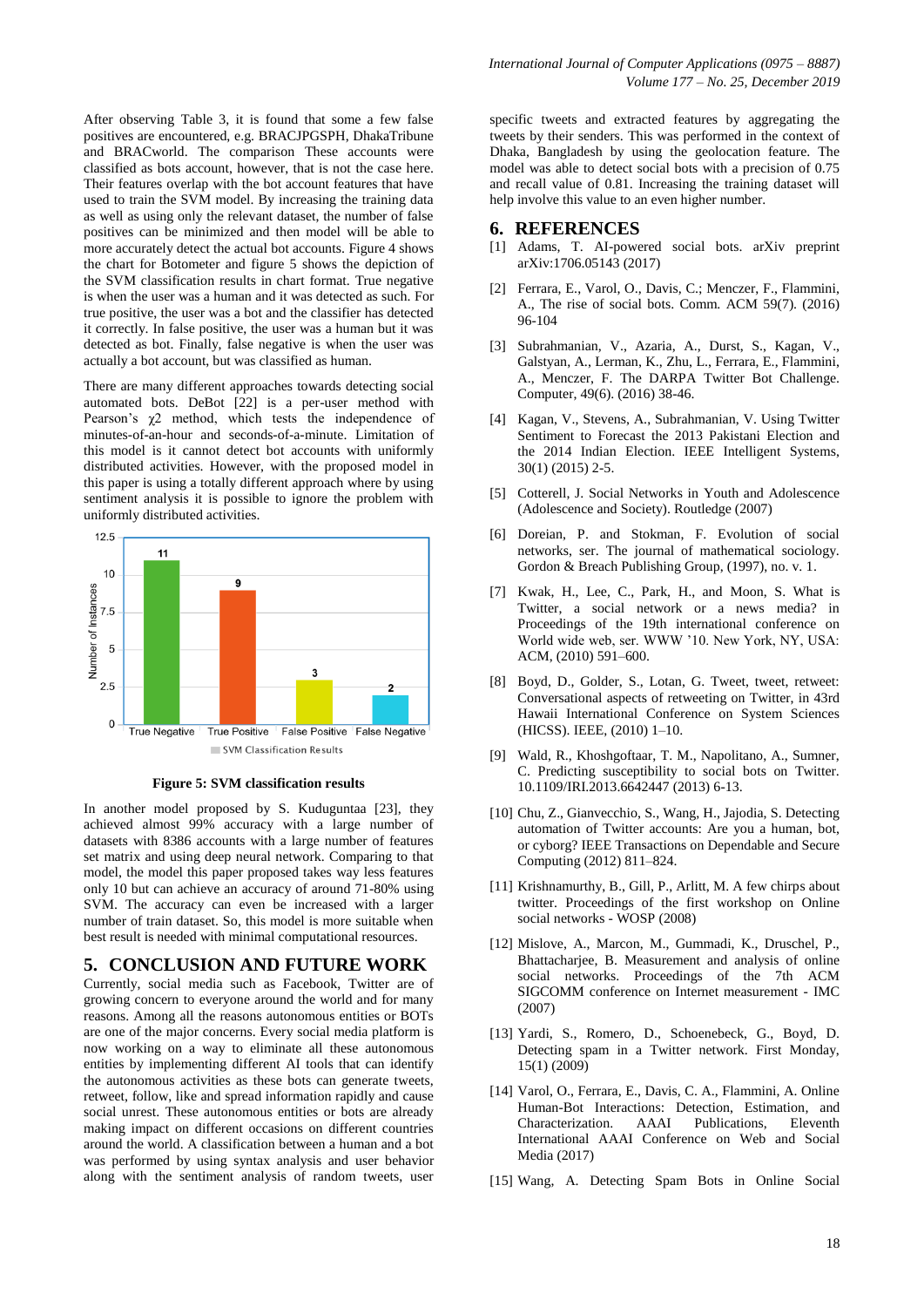After observing Table 3, it is found that some a few false positives are encountered, e.g. BRACJPGSPH, DhakaTribune and BRACworld. The comparison These accounts were classified as bots account, however, that is not the case here. Their features overlap with the bot account features that have used to train the SVM model. By increasing the training data as well as using only the relevant dataset, the number of false positives can be minimized and then model will be able to more accurately detect the actual bot accounts. Figure 4 shows the chart for Botometer and figure 5 shows the depiction of the SVM classification results in chart format. True negative is when the user was a human and it was detected as such. For true positive, the user was a bot and the classifier has detected it correctly. In false positive, the user was a human but it was detected as bot. Finally, false negative is when the user was actually a bot account, but was classified as human.

There are many different approaches towards detecting social automated bots. DeBot [22] is a per-user method with Pearson's $\chi 2$ method, which tests the independence of minutes-of-an-hour and seconds-of-a-minute. Limitation of this model is it cannot detect bot accounts with uniformly distributed activities. However, with the proposed model in this paper is using a totally different approach where by using sentiment analysis it is possible to ignore the problem with uniformly distributed activities.

| SVM Classification Results | Number of Instances |
|---|---|
| True Negative | 11 |
| True Positive | 9 |
| False Positive | 3 |
| False Negative | 2 |

**Figure 5: SVM classification results**

In another model proposed by S. Kudugunta [23], they achieved almost 99% accuracy with a large number of datasets with 8386 accounts with a large number of features set matrix and using deep neural network. Comparing to that model, the model this paper proposed takes way less features only 10 but can achieve an accuracy of around 71-80% using SVM. The accuracy can even be increased with a larger number of train dataset. So, this model is more suitable when best result is needed with minimal computational resources.

## 5. CONCLUSION AND FUTURE WORK

Currently, social media such as Facebook, Twitter are of growing concern to everyone around the world and for many reasons. Among all the reasons autonomous entities or BOTs are one of the major concerns. Every social media platform is now working on a way to eliminate all these autonomous entities by implementing different AI tools that can identify the autonomous activities as these bots can generate tweets, retweet, follow, like and spread information rapidly and cause social unrest. These autonomous entities or bots are already making impact on different occasions on different countries around the world. A classification between a human and a bot was performed by using syntax analysis and user behavior along with the sentiment analysis of random tweets, user specific tweets and extracted features by aggregating the tweets by their senders. This was performed in the context of Dhaka, Bangladesh by using the geolocation feature. The model was able to detect social bots with a precision of 0.75 and recall value of 0.81. Increasing the training dataset will help involve this value to an even higher number.

## 6. REFERENCES

[1] Adams, T. AI-powered social bots. arXiv preprint arXiv:1706.05143 (2017)

[2] Ferrara, E., Varol, O., Davis, C.; Menczer, F., Flammini, A., The rise of social bots. Comm. ACM 59(7). (2016) 96-104

[3] Subrahmanian, V., Azaria, A., Durst, S., Kagan, V., Galstyan, A., Lerman, K., Zhu, L., Ferrara, E., Flammini, A., Menczer, F. The DARPA Twitter Bot Challenge. Computer, 49(6). (2016) 38-46.

[4] Kagan, V., Stevens, A., Subrahmanian, V. Using Twitter Sentiment to Forecast the 2013 Pakistani Election and the 2014 Indian Election. IEEE Intelligent Systems, 30(1) (2015) 2-5.

[5] Cotterell, J. Social Networks in Youth and Adolescence (Adolescence and Society). Routledge (2007)

[6] Doreian, P. and Stokman, F. Evolution of social networks, ser. The journal of mathematical sociology. Gordon & Breach Publishing Group, (1997), no. v. 1.

[7] Kwak, H., Lee, C., Park, H., and Moon, S. What is Twitter, a social network or a news media? in Proceedings of the 19th international conference on World wide web, ser. WWW '10. New York, NY, USA: ACM, (2010) 591–600.

[8] Boyd, D., Golder, S., Lotan, G. Tweet, tweet, retweet: Conversational aspects of retweeting on Twitter, in 43rd Hawaii International Conference on System Sciences (HICSS). IEEE, (2010) 1–10.

[9] Wald, R., Khoshgoftaar, T. M., Napolitano, A., Sumner, C. Predicting susceptibility to social bots on Twitter. 10.1109/IRI.2013.6642447 (2013) 6-13.

[10] Chu, Z., Gianvecchio, S., Wang, H., Jajodia, S. Detecting automation of Twitter accounts: Are you a human, bot, or cyborg? IEEE Transactions on Dependable and Secure Computing (2012) 811–824.

[11] Krishnamurthy, B., Gill, P., Arlitt, M. A few chirps about twitter. Proceedings of the first workshop on Online social networks - WOSP (2008)

[12] Mislove, A., Marcon, M., Gummadi, K., Druschel, P., Bhattacharjee, B. Measurement and analysis of online social networks. Proceedings of the 7th ACM SIGCOMM conference on Internet measurement - IMC (2007)

[13] Yardi, S., Romero, D., Schoenebeck, G., Boyd, D. Detecting spam in a Twitter network. First Monday, 15(1) (2009)

[14] Varol, O., Ferrara, E., Davis, C. A., Flammini, A. Online Human-Bot Interactions: Detection, Estimation, and Characterization. AAAI Publications, Eleventh International AAAI Conference on Web and Social Media (2017)

[15] Wang, A. Detecting Spam Bots in Online Social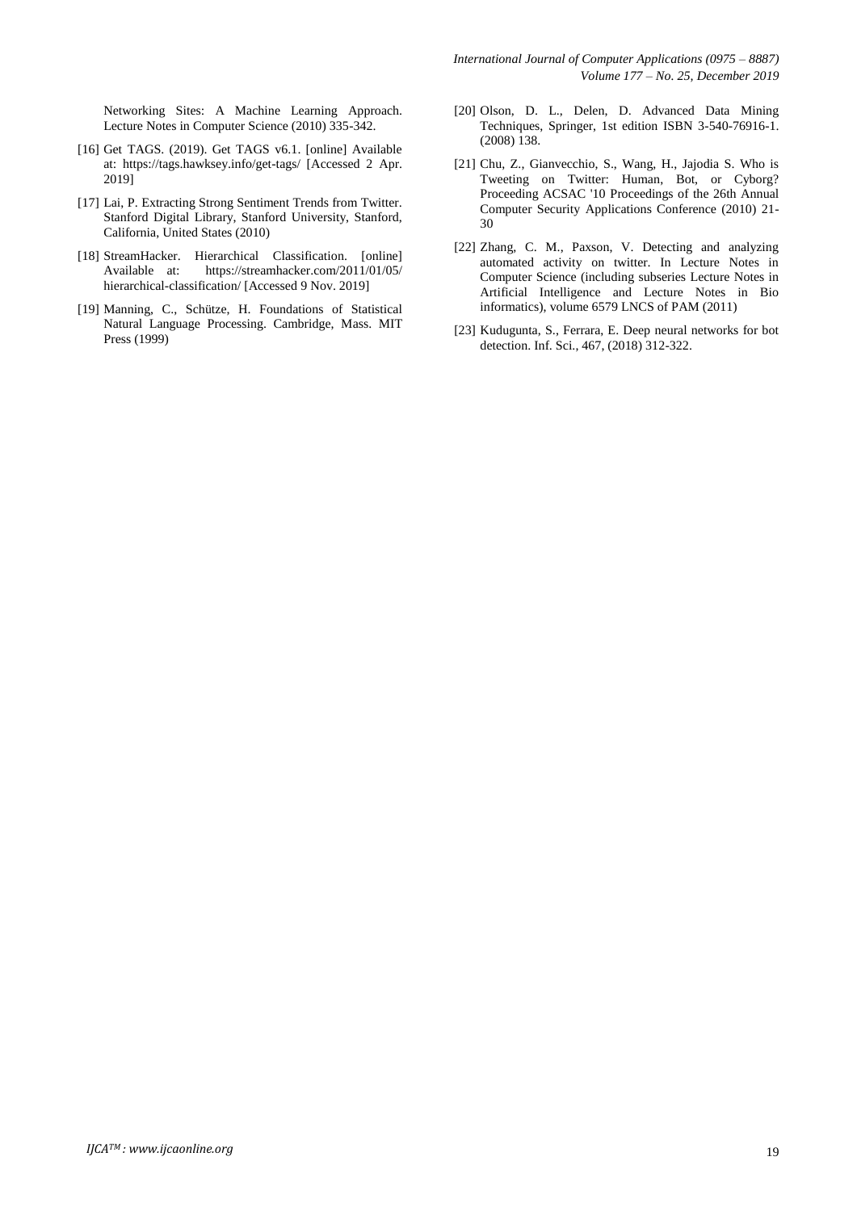Networking Sites: A Machine Learning Approach. Lecture Notes in Computer Science (2010) 335-342.

[16] Get TAGS. (2019). Get TAGS v6.1. [online] Available at: https://tags.hawksey.info/get-tags/ [Accessed 2 Apr. 2019]

[17] Lai, P. Extracting Strong Sentiment Trends from Twitter. Stanford Digital Library, Stanford University, Stanford, California, United States (2010)

[18] StreamHacker. Hierarchical Classification. [online] Available at: https://streamhacker.com/2011/01/05/hierarchical-classification/ [Accessed 9 Nov. 2019]

[19] Manning, C., Schütze, H. Foundations of Statistical Natural Language Processing. Cambridge, Mass. MIT Press (1999)

[20] Olson, D. L., Delen, D. Advanced Data Mining Techniques, Springer, 1st edition ISBN 3-540-76916-1. (2008) 138.

[21] Chu, Z., Gianvecchio, S., Wang, H., Jajodia S. Who is Tweeting on Twitter: Human, Bot, or Cyborg? Proceeding ACSAC '10 Proceedings of the 26th Annual Computer Security Applications Conference (2010) 21-30

[22] Zhang, C. M., Paxson, V. Detecting and analyzing automated activity on twitter. In Lecture Notes in Computer Science (including subseries Lecture Notes in Artificial Intelligence and Lecture Notes in Bio informatics), volume 6579 LNCS of PAM (2011)

[23] Kudugunta, S., Ferrara, E. Deep neural networks for bot detection. Inf. Sci., 467, (2018) 312-322.